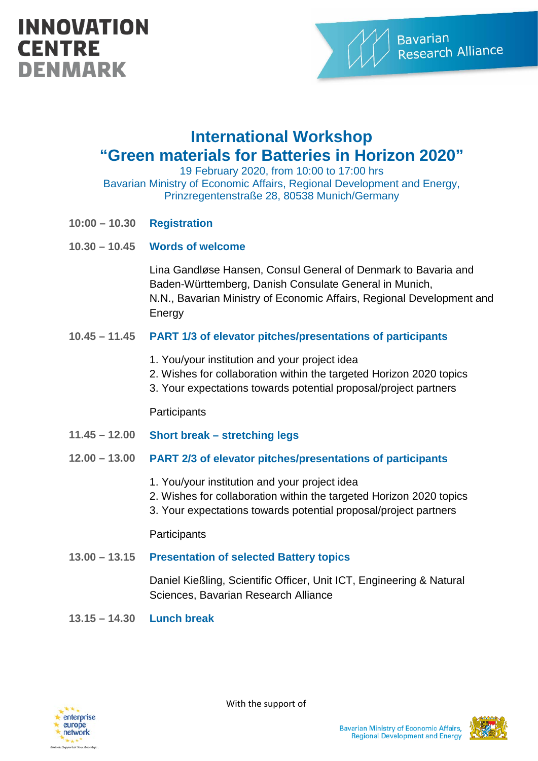INNOVATION CENTRE DENMARK

Bavarian Research Alliance

# International Workshop
# "Green materials for Batteries in Horizon 2020"

19 February 2020, from 10:00 to 17:00 hrs
Bavarian Ministry of Economic Affairs, Regional Development and Energy,
Prinzregentenstraße 28, 80538 Munich/Germany

**10:00 – 10.30** **Registration**

**10.30 – 10.45** **Words of welcome**

Lina Gandløse Hansen, Consul General of Denmark to Bavaria and Baden-Württemberg, Danish Consulate General in Munich,
N.N., Bavarian Ministry of Economic Affairs, Regional Development and Energy

**10.45 – 11.45** **PART 1/3 of elevator pitches/presentations of participants**

1. You/your institution and your project idea
2. Wishes for collaboration within the targeted Horizon 2020 topics
3. Your expectations towards potential proposal/project partners

Participants

**11.45 – 12.00** **Short break – stretching legs**

**12.00 – 13.00** **PART 2/3 of elevator pitches/presentations of participants**

1. You/your institution and your project idea
2. Wishes for collaboration within the targeted Horizon 2020 topics
3. Your expectations towards potential proposal/project partners

Participants

**13.00 – 13.15** **Presentation of selected Battery topics**

Daniel Kießling, Scientific Officer, Unit ICT, Engineering & Natural Sciences, Bavarian Research Alliance

**13.15 – 14.30** **Lunch break**

With the support of

enterprise europe network – Business Support at Your Doorstep

Bavarian Ministry of Economic Affairs, Regional Development and Energy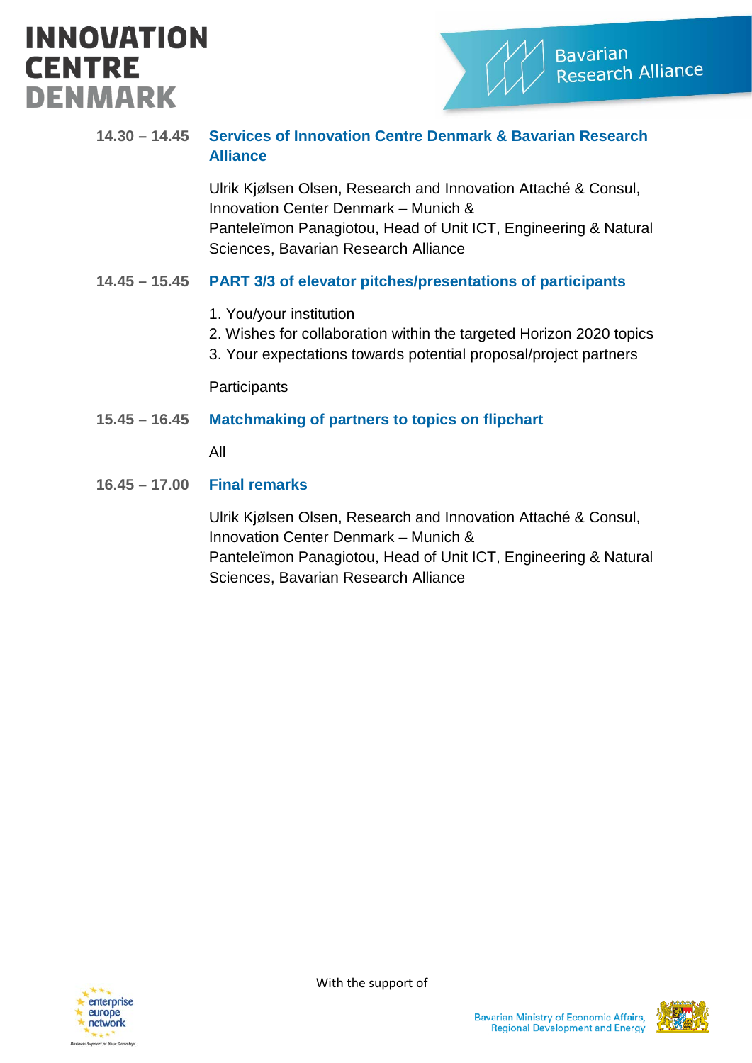**14.30 – 14.45** **Services of Innovation Centre Denmark & Bavarian Research Alliance**

Ulrik Kjølsen Olsen, Research and Innovation Attaché & Consul, Innovation Center Denmark – Munich &
Panteleïmon Panagiotou, Head of Unit ICT, Engineering & Natural Sciences, Bavarian Research Alliance

**14.45 – 15.45** **PART 3/3 of elevator pitches/presentations of participants**

1. You/your institution
2. Wishes for collaboration within the targeted Horizon 2020 topics
3. Your expectations towards potential proposal/project partners

Participants

**15.45 – 16.45** **Matchmaking of partners to topics on flipchart**

All

**16.45 – 17.00** **Final remarks**

Ulrik Kjølsen Olsen, Research and Innovation Attaché & Consul, Innovation Center Denmark – Munich &
Panteleïmon Panagiotou, Head of Unit ICT, Engineering & Natural Sciences, Bavarian Research Alliance

With the support of

Bavarian Ministry of Economic Affairs, Regional Development and Energy